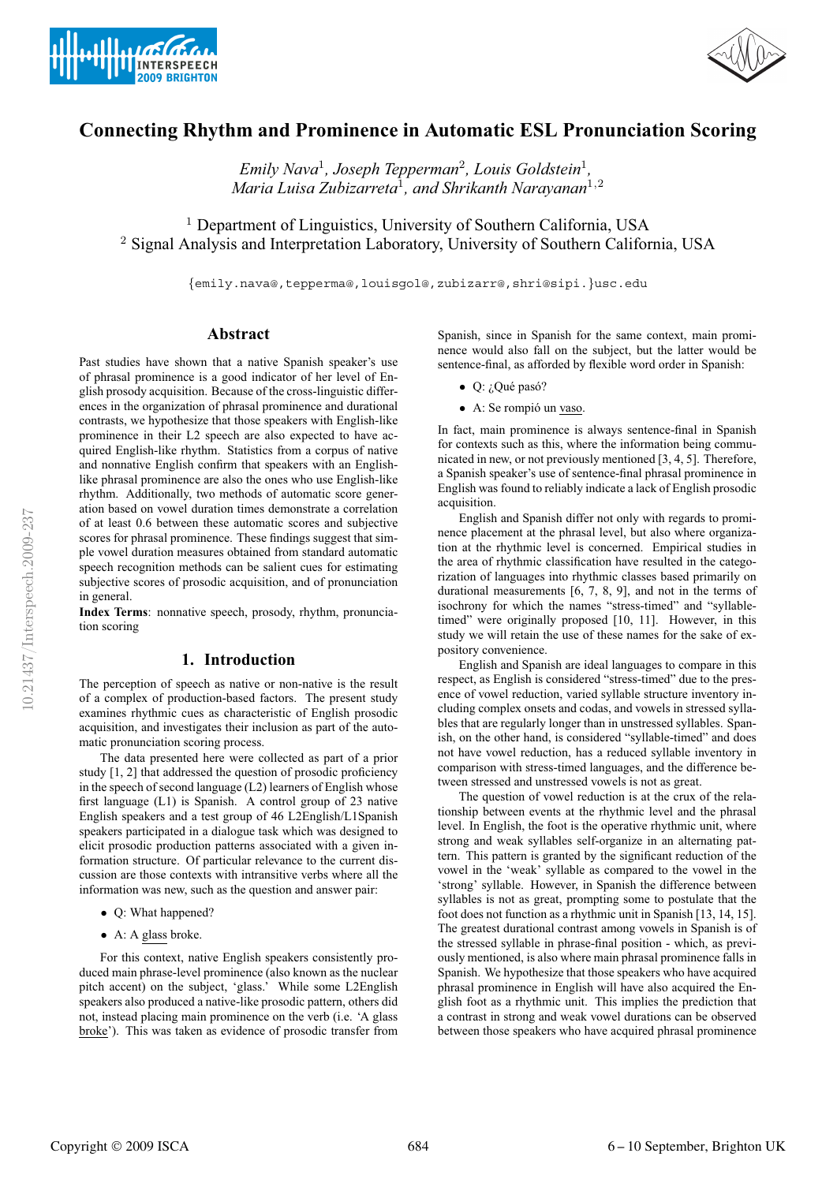# Connecting Rhythm and Prominence in Automatic ESL Pronunciation Scoring

*Emily Nava*[1], *Joseph Tepperman*[2], *Louis Goldstein*[1], *Maria Luisa Zubizarreta*[1], *and Shrikanth Narayanan*[1,2]

[1] Department of Linguistics, University of Southern California, USA
[2] Signal Analysis and Interpretation Laboratory, University of Southern California, USA

{emily.nava@,tepperma@,louisgol@,zubizarr@,shri@sipi.}usc.edu

## Abstract

Past studies have shown that a native Spanish speaker's use of phrasal prominence is a good indicator of her level of English prosody acquisition. Because of the cross-linguistic differences in the organization of phrasal prominence and durational contrasts, we hypothesize that those speakers with English-like prominence in their L2 speech are also expected to have acquired English-like rhythm. Statistics from a corpus of native and nonnative English confirm that speakers with an English-like phrasal prominence are also the ones who use English-like rhythm. Additionally, two methods of automatic score generation based on vowel duration times demonstrate a correlation of at least 0.6 between these automatic scores and subjective scores for phrasal prominence. These findings suggest that simple vowel duration measures obtained from standard automatic speech recognition methods can be salient cues for estimating subjective scores of prosodic acquisition, and of pronunciation in general.

**Index Terms**: nonnative speech, prosody, rhythm, pronunciation scoring

## 1. Introduction

The perception of speech as native or non-native is the result of a complex of production-based factors. The present study examines rhythmic cues as characteristic of English prosodic acquisition, and investigates their inclusion as part of the automatic pronunciation scoring process.

The data presented here were collected as part of a prior study [1, 2] that addressed the question of prosodic proficiency in the speech of second language (L2) learners of English whose first language (L1) is Spanish. A control group of 23 native English speakers and a test group of 46 L2English/L1Spanish speakers participated in a dialogue task which was designed to elicit prosodic production patterns associated with a given information structure. Of particular relevance to the current discussion are those contexts with intransitive verbs where all the information was new, such as the question and answer pair:

- Q: What happened?
- A: A glass broke.

For this context, native English speakers consistently produced main phrase-level prominence (also known as the nuclear pitch accent) on the subject, 'glass.' While some L2English speakers also produced a native-like prosodic pattern, others did not, instead placing main prominence on the verb (i.e. 'A glass broke'). This was taken as evidence of prosodic transfer from Spanish, since in Spanish for the same context, main prominence would also fall on the subject, but the latter would be sentence-final, as afforded by flexible word order in Spanish:

- Q: ¿Qué pasó?
- A: Se rompió un vaso.

In fact, main prominence is always sentence-final in Spanish for contexts such as this, where the information being communicated in new, or not previously mentioned [3, 4, 5]. Therefore, a Spanish speaker's use of sentence-final phrasal prominence in English was found to reliably indicate a lack of English prosodic acquisition.

English and Spanish differ not only with regards to prominence placement at the phrasal level, but also where organization at the rhythmic level is concerned. Empirical studies in the area of rhythmic classification have resulted in the categorization of languages into rhythmic classes based primarily on durational measurements [6, 7, 8, 9], and not in the terms of isochrony for which the names "stress-timed" and "syllable-timed" were originally proposed [10, 11]. However, in this study we will retain the use of these names for the sake of expository convenience.

English and Spanish are ideal languages to compare in this respect, as English is considered "stress-timed" due to the presence of vowel reduction, varied syllable structure inventory including complex onsets and codas, and vowels in stressed syllables that are regularly longer than in unstressed syllables. Spanish, on the other hand, is considered "syllable-timed" and does not have vowel reduction, has a reduced syllable inventory in comparison with stress-timed languages, and the difference between stressed and unstressed vowels is not as great.

The question of vowel reduction is at the crux of the relationship between events at the rhythmic level and the phrasal level. In English, the foot is the operative rhythmic unit, where strong and weak syllables self-organize in an alternating pattern. This pattern is granted by the significant reduction of the vowel in the 'weak' syllable as compared to the vowel in the 'strong' syllable. However, in Spanish the difference between syllables is not as great, prompting some to postulate that the foot does not function as a rhythmic unit in Spanish [13, 14, 15]. The greatest durational contrast among vowels in Spanish is of the stressed syllable in phrase-final position - which, as previously mentioned, is also where main phrasal prominence falls in Spanish. We hypothesize that those speakers who have acquired phrasal prominence in English will have also acquired the English foot as a rhythmic unit. This implies the prediction that a contrast in strong and weak vowel durations can be observed between those speakers who have acquired phrasal prominence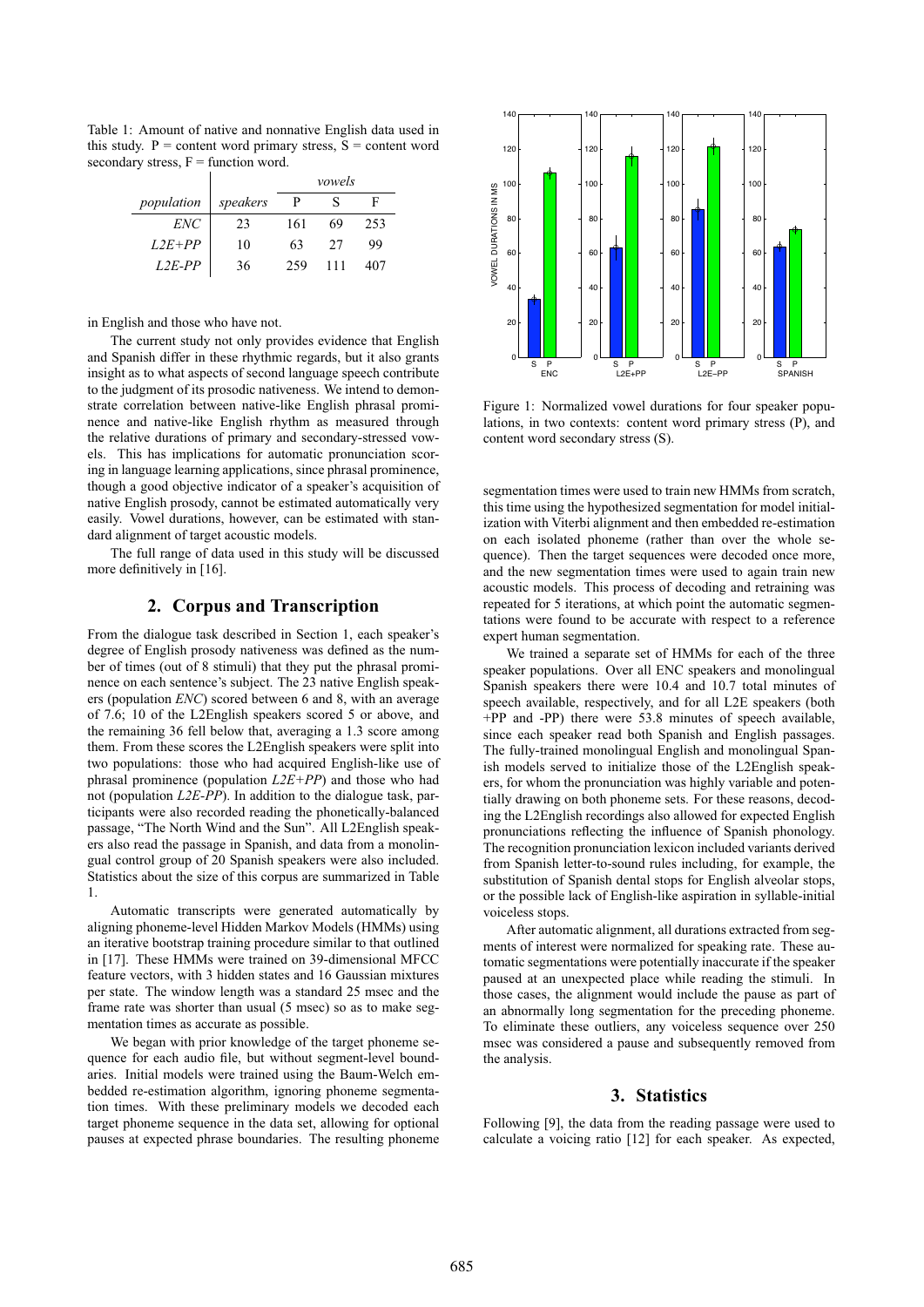Table 1: Amount of native and nonnative English data used in this study. P = content word primary stress, S = content word secondary stress, F = function word.

| *population* | *speakers* | *vowels* | | |
|---|---|---|---|---|
| | | P | S | F |
| *ENC* | 23 | 161 | 69 | 253 |
| *L2E+PP* | 10 | 63 | 27 | 99 |
| *L2E-PP* | 36 | 259 | 111 | 407 |

in English and those who have not.

The current study not only provides evidence that English and Spanish differ in these rhythmic regards, but it also grants insight as to what aspects of second language speech contribute to the judgment of its prosodic nativeness. We intend to demonstrate correlation between native-like English phrasal prominence and native-like English rhythm as measured through the relative durations of primary and secondary-stressed vowels. This has implications for automatic pronunciation scoring in language learning applications, since phrasal prominence, though a good objective indicator of a speaker's acquisition of native English prosody, cannot be estimated automatically very easily. Vowel durations, however, can be estimated with standard alignment of target acoustic models.

The full range of data used in this study will be discussed more definitively in [16].

## 2. Corpus and Transcription

From the dialogue task described in Section 1, each speaker's degree of English prosody nativeness was defined as the number of times (out of 8 stimuli) that they put the phrasal prominence on each sentence's subject. The 23 native English speakers (population *ENC*) scored between 6 and 8, with an average of 7.6; 10 of the L2English speakers scored 5 or above, and the remaining 36 fell below that, averaging a 1.3 score among them. From these scores the L2English speakers were split into two populations: those who had acquired English-like use of phrasal prominence (population *L2E+PP*) and those who had not (population *L2E-PP*). In addition to the dialogue task, participants were also recorded reading the phonetically-balanced passage, "The North Wind and the Sun". All L2English speakers also read the passage in Spanish, and data from a monolingual control group of 20 Spanish speakers were also included. Statistics about the size of this corpus are summarized in Table 1.

Automatic transcripts were generated automatically by aligning phoneme-level Hidden Markov Models (HMMs) using an iterative bootstrap training procedure similar to that outlined in [17]. These HMMs were trained on 39-dimensional MFCC feature vectors, with 3 hidden states and 16 Gaussian mixtures per state. The window length was a standard 25 msec and the frame rate was shorter than usual (5 msec) so as to make segmentation times as accurate as possible.

We began with prior knowledge of the target phoneme sequence for each audio file, but without segment-level boundaries. Initial models were trained using the Baum-Welch embedded re-estimation algorithm, ignoring phoneme segmentation times. With these preliminary models we decoded each target phoneme sequence in the data set, allowing for optional pauses at expected phrase boundaries. The resulting phoneme

Figure 1: Normalized vowel durations for four speaker populations, in two contexts: content word primary stress (P), and content word secondary stress (S).

segmentation times were used to train new HMMs from scratch, this time using the hypothesized segmentation for model initialization with Viterbi alignment and then embedded re-estimation on each isolated phoneme (rather than over the whole sequence). Then the target sequences were decoded once more, and the new segmentation times were used to again train new acoustic models. This process of decoding and retraining was repeated for 5 iterations, at which point the automatic segmentations were found to be accurate with respect to a reference expert human segmentation.

We trained a separate set of HMMs for each of the three speaker populations. Over all ENC speakers and monolingual Spanish speakers there were 10.4 and 10.7 total minutes of speech available, respectively, and for all L2E speakers (both +PP and -PP) there were 53.8 minutes of speech available, since each speaker read both Spanish and English passages. The fully-trained monolingual English and monolingual Spanish models served to initialize those of the L2English speakers, for whom the pronunciation was highly variable and potentially drawing on both phoneme sets. For these reasons, decoding the L2English recordings also allowed for expected English pronunciations reflecting the influence of Spanish phonology. The recognition pronunciation lexicon included variants derived from Spanish letter-to-sound rules including, for example, the substitution of Spanish dental stops for English alveolar stops, or the possible lack of English-like aspiration in syllable-initial voiceless stops.

After automatic alignment, all durations extracted from segments of interest were normalized for speaking rate. These automatic segmentations were potentially inaccurate if the speaker paused at an unexpected place while reading the stimuli. In those cases, the alignment would include the pause as part of an abnormally long segmentation for the preceding phoneme. To eliminate these outliers, any voiceless sequence over 250 msec was considered a pause and subsequently removed from the analysis.

## 3. Statistics

Following [9], the data from the reading passage were used to calculate a voicing ratio [12] for each speaker. As expected,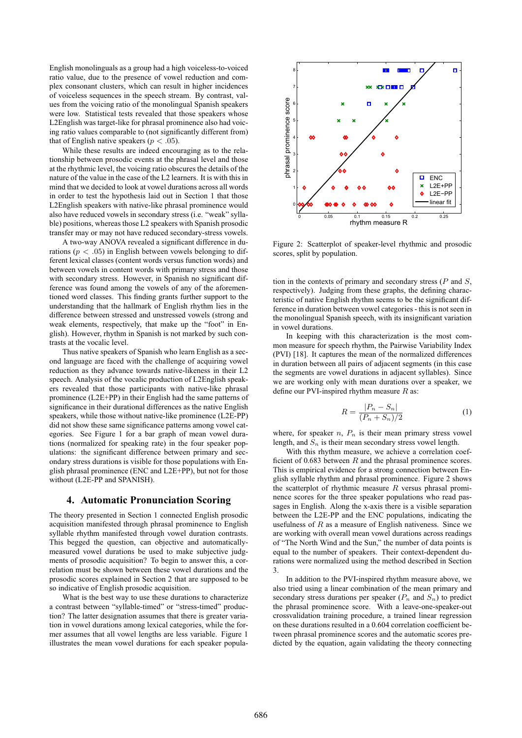English monolinguals as a group had a high voiceless-to-voiced ratio value, due to the presence of vowel reduction and complex consonant clusters, which can result in higher incidences of voiceless sequences in the speech stream. By contrast, values from the voicing ratio of the monolingual Spanish speakers were low. Statistical tests revealed that those speakers whose L2English was target-like for phrasal prominence also had voicing ratio values comparable to (not significantly different from) that of English native speakers ($p < .05$).

While these results are indeed encouraging as to the relationship between prosodic events at the phrasal level and those at the rhythmic level, the voicing ratio obscures the details of the nature of the value in the case of the L2 learners. It is with this in mind that we decided to look at vowel durations across all words in order to test the hypothesis laid out in Section 1 that those L2English speakers with native-like phrasal prominence would also have reduced vowels in secondary stress (i.e. "weak" syllable) positions, whereas those L2 speakers with Spanish prosodic transfer may or may not have reduced secondary-stress vowels.

A two-way ANOVA revealed a significant difference in durations ($p < .05$) in English between vowels belonging to different lexical classes (content words versus function words) and between vowels in content words with primary stress and those with secondary stress. However, in Spanish no significant difference was found among the vowels of any of the aforementioned word classes. This finding grants further support to the understanding that the hallmark of English rhythm lies in the difference between stressed and unstressed vowels (strong and weak elements, respectively, that make up the "foot" in English). However, rhythm in Spanish is not marked by such contrasts at the vocalic level.

Thus native speakers of Spanish who learn English as a second language are faced with the challenge of acquiring vowel reduction as they advance towards native-likeness in their L2 speech. Analysis of the vocalic production of L2English speakers revealed that those participants with native-like phrasal prominence (L2E+PP) in their English had the same patterns of significance in their durational differences as the native English speakers, while those without native-like prominence (L2E-PP) did not show these same significance patterns among vowel categories. See Figure 1 for a bar graph of mean vowel durations (normalized for speaking rate) in the four speaker populations: the significant difference between primary and secondary stress durations is visible for those populations with English phrasal prominence (ENC and L2E+PP), but not for those without (L2E-PP and SPANISH).

## 4. Automatic Pronunciation Scoring

The theory presented in Section 1 connected English prosodic acquisition manifested through phrasal prominence to English syllable rhythm manifested through vowel duration contrasts. This begged the question, can objective and automatically-measured vowel durations be used to make subjective judgments of prosodic acquisition? To begin to answer this, a correlation must be shown between these vowel durations and the prosodic scores explained in Section 2 that are supposed to be so indicative of English prosodic acquisition.

What is the best way to use these durations to characterize a contrast between "syllable-timed" or "stress-timed" production? The latter designation assumes that there is greater variation in vowel durations among lexical categories, while the former assumes that all vowel lengths are less variable. Figure 1 illustrates the mean vowel durations for each speaker population in the contexts of primary and secondary stress ($P$ and $S$, respectively). Judging from these graphs, the defining characteristic of native English rhythm seems to be the significant difference in duration between vowel categories - this is not seen in the monolingual Spanish speech, with its insignificant variation in vowel durations.

Figure 2: Scatterplot of speaker-level rhythmic and prosodic scores, split by population.

In keeping with this characterization is the most common measure for speech rhythm, the Pairwise Variability Index (PVI) [18]. It captures the mean of the normalized differences in duration between all pairs of adjacent segments (in this case the segments are vowel durations in adjacent syllables). Since we are working only with mean durations over a speaker, we define our PVI-inspired rhythm measure $R$ as:

$$R = \frac{|P_n - S_n|}{(P_n + S_n)/2} \quad (1)$$

where, for speaker $n$, $P_n$ is their mean primary stress vowel length, and $S_n$ is their mean secondary stress vowel length.

With this rhythm measure, we achieve a correlation coefficient of 0.683 between $R$ and the phrasal prominence scores. This is empirical evidence for a strong connection between English syllable rhythm and phrasal prominence. Figure 2 shows the scatterplot of rhythmic measure $R$ versus phrasal prominence scores for the three speaker populations who read passages in English. Along the x-axis there is a visible separation between the L2E-PP and the ENC populations, indicating the usefulness of $R$ as a measure of English nativeness. Since we are working with overall mean vowel durations across readings of "The North Wind and the Sun," the number of data points is equal to the number of speakers. Their context-dependent durations were normalized using the method described in Section 3.

In addition to the PVI-inspired rhythm measure above, we also tried using a linear combination of the mean primary and secondary stress durations per speaker ($P_n$ and $S_n$) to predict the phrasal prominence score. With a leave-one-speaker-out crossvalidation training procedure, a trained linear regression on these durations resulted in a 0.604 correlation coefficient between phrasal prominence scores and the automatic scores predicted by the equation, again validating the theory connecting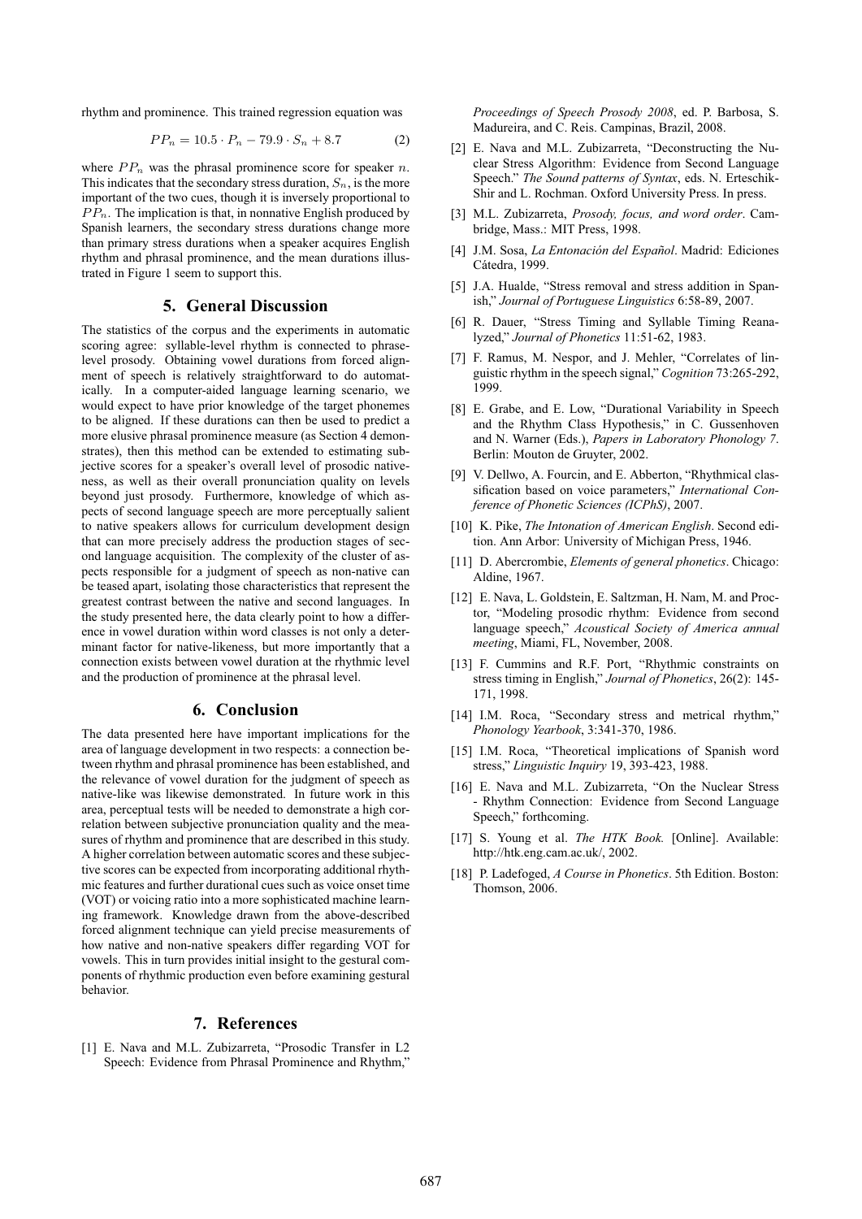rhythm and prominence. This trained regression equation was

$$PP_n = 10.5 \cdot P_n - 79.9 \cdot S_n + 8.7 \tag{2}$$

where $PP_n$ was the phrasal prominence score for speaker $n$. This indicates that the secondary stress duration, $S_n$, is the more important of the two cues, though it is inversely proportional to $PP_n$. The implication is that, in nonnative English produced by Spanish learners, the secondary stress durations change more than primary stress durations when a speaker acquires English rhythm and phrasal prominence, and the mean durations illustrated in Figure 1 seem to support this.

## 5. General Discussion

The statistics of the corpus and the experiments in automatic scoring agree: syllable-level rhythm is connected to phrase-level prosody. Obtaining vowel durations from forced alignment of speech is relatively straightforward to do automatically. In a computer-aided language learning scenario, we would expect to have prior knowledge of the target phonemes to be aligned. If these durations can then be used to predict a more elusive phrasal prominence measure (as Section 4 demonstrates), then this method can be extended to estimating subjective scores for a speaker's overall level of prosodic nativeness, as well as their overall pronunciation quality on levels beyond just prosody. Furthermore, knowledge of which aspects of second language speech are more perceptually salient to native speakers allows for curriculum development design that can more precisely address the production stages of second language acquisition. The complexity of the cluster of aspects responsible for a judgment of speech as non-native can be teased apart, isolating those characteristics that represent the greatest contrast between the native and second languages. In the study presented here, the data clearly point to how a difference in vowel duration within word classes is not only a determinant factor for native-likeness, but more importantly that a connection exists between vowel duration at the rhythmic level and the production of prominence at the phrasal level.

## 6. Conclusion

The data presented here have important implications for the area of language development in two respects: a connection between rhythm and phrasal prominence has been established, and the relevance of vowel duration for the judgment of speech as native-like was likewise demonstrated. In future work in this area, perceptual tests will be needed to demonstrate a high correlation between subjective pronunciation quality and the measures of rhythm and prominence that are described in this study. A higher correlation between automatic scores and these subjective scores can be expected from incorporating additional rhythmic features and further durational cues such as voice onset time (VOT) or voicing ratio into a more sophisticated machine learning framework. Knowledge drawn from the above-described forced alignment technique can yield precise measurements of how native and non-native speakers differ regarding VOT for vowels. This in turn provides initial insight to the gestural components of rhythmic production even before examining gestural behavior.

## 7. References

[1] E. Nava and M.L. Zubizarreta, "Prosodic Transfer in L2 Speech: Evidence from Phrasal Prominence and Rhythm," *Proceedings of Speech Prosody 2008*, ed. P. Barbosa, S. Madureira, and C. Reis. Campinas, Brazil, 2008.

[2] E. Nava and M.L. Zubizarreta, "Deconstructing the Nuclear Stress Algorithm: Evidence from Second Language Speech." *The Sound patterns of Syntax*, eds. N. Erteschik-Shir and L. Rochman. Oxford University Press. In press.

[3] M.L. Zubizarreta, *Prosody, focus, and word order*. Cambridge, Mass.: MIT Press, 1998.

[4] J.M. Sosa, *La Entonación del Español*. Madrid: Ediciones Cátedra, 1999.

[5] J.A. Hualde, "Stress removal and stress addition in Spanish," *Journal of Portuguese Linguistics* 6:58-89, 2007.

[6] R. Dauer, "Stress Timing and Syllable Timing Reanalyzed," *Journal of Phonetics* 11:51-62, 1983.

[7] F. Ramus, M. Nespor, and J. Mehler, "Correlates of linguistic rhythm in the speech signal," *Cognition* 73:265-292, 1999.

[8] E. Grabe, and E. Low, "Durational Variability in Speech and the Rhythm Class Hypothesis," in C. Gussenhoven and N. Warner (Eds.), *Papers in Laboratory Phonology 7*. Berlin: Mouton de Gruyter, 2002.

[9] V. Dellwo, A. Fourcin, and E. Abberton, "Rhythmical classification based on voice parameters," *International Conference of Phonetic Sciences (ICPhS)*, 2007.

[10] K. Pike, *The Intonation of American English*. Second edition. Ann Arbor: University of Michigan Press, 1946.

[11] D. Abercrombie, *Elements of general phonetics*. Chicago: Aldine, 1967.

[12] E. Nava, L. Goldstein, E. Saltzman, H. Nam, M. and Proctor, "Modeling prosodic rhythm: Evidence from second language speech," *Acoustical Society of America annual meeting*, Miami, FL, November, 2008.

[13] F. Cummins and R.F. Port, "Rhythmic constraints on stress timing in English," *Journal of Phonetics*, 26(2): 145-171, 1998.

[14] I.M. Roca, "Secondary stress and metrical rhythm," *Phonology Yearbook*, 3:341-370, 1986.

[15] I.M. Roca, "Theoretical implications of Spanish word stress," *Linguistic Inquiry* 19, 393-423, 1988.

[16] E. Nava and M.L. Zubizarreta, "On the Nuclear Stress - Rhythm Connection: Evidence from Second Language Speech," forthcoming.

[17] S. Young et al. *The HTK Book.* [Online]. Available: http://htk.eng.cam.ac.uk/, 2002.

[18] P. Ladefoged, *A Course in Phonetics*. 5th Edition. Boston: Thomson, 2006.